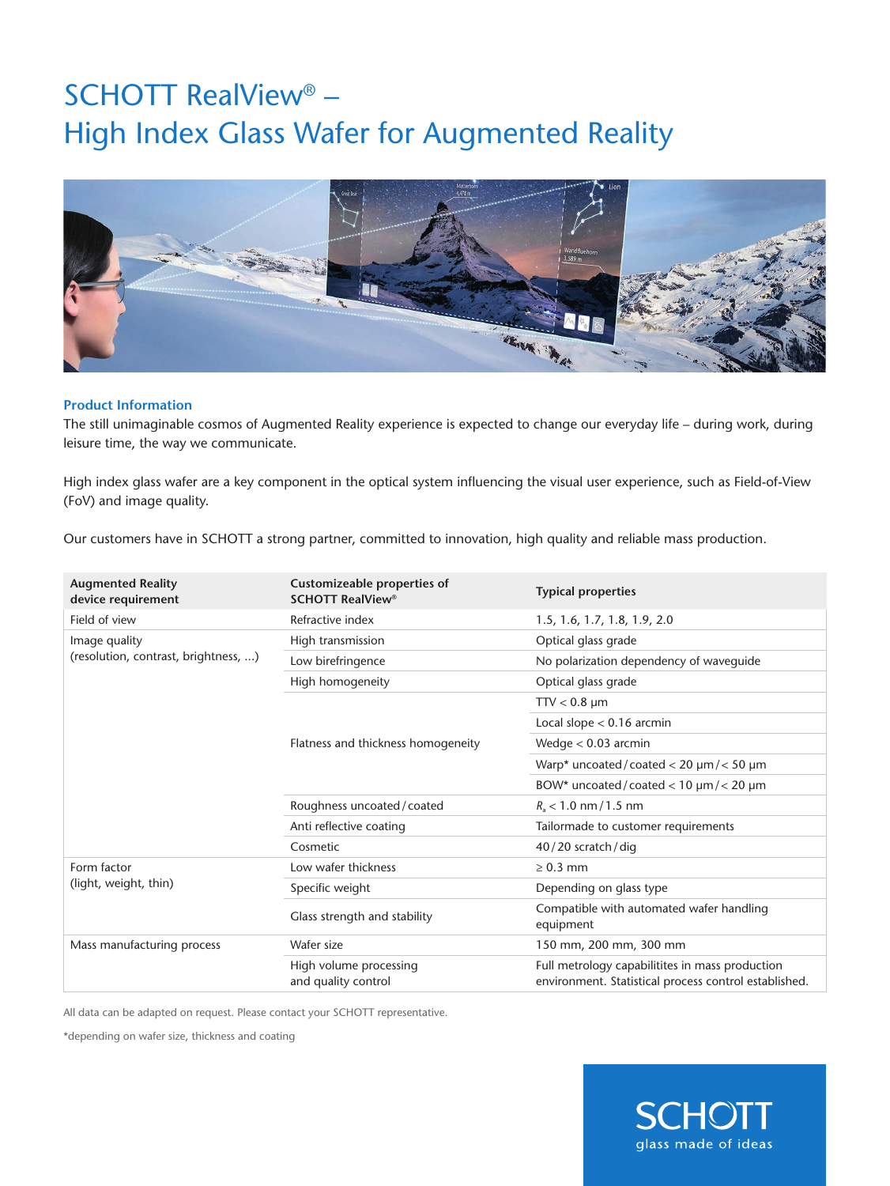# SCHOTT RealView® – High Index Glass Wafer for Augmented Reality

## Product Information

The still unimaginable cosmos of Augmented Reality experience is expected to change our everyday life – during work, during leisure time, the way we communicate.

High index glass wafer are a key component in the optical system influencing the visual user experience, such as Field-of-View (FoV) and image quality.

Our customers have in SCHOTT a strong partner, committed to innovation, high quality and reliable mass production.

| Augmented Reality device requirement | Customizeable properties of SCHOTT RealView® | Typical properties |
|---|---|---|
| Field of view | Refractive index | 1.5, 1.6, 1.7, 1.8, 1.9, 2.0 |
| Image quality (resolution, contrast, brightness, ...) | High transmission | Optical glass grade |
| | Low birefringence | No polarization dependency of waveguide |
| | High homogeneity | Optical glass grade |
| | Flatness and thickness homogeneity | TTV < 0.8 µm |
| | | Local slope < 0.16 arcmin |
| | | Wedge < 0.03 arcmin |
| | | Warp* uncoated / coated < 20 µm / < 50 µm |
| | | BOW* uncoated / coated < 10 µm / < 20 µm |
| | Roughness uncoated / coated | $R_a$ < 1.0 nm / 1.5 nm |
| | Anti reflective coating | Tailormade to customer requirements |
| | Cosmetic | 40 / 20 scratch / dig |
| Form factor (light, weight, thin) | Low wafer thickness | ≥ 0.3 mm |
| | Specific weight | Depending on glass type |
| | Glass strength and stability | Compatible with automated wafer handling equipment |
| Mass manufacturing process | Wafer size | 150 mm, 200 mm, 300 mm |
| | High volume processing and quality control | Full metrology capabilitites in mass production environment. Statistical process control established. |

All data can be adapted on request. Please contact your SCHOTT representative.

*depending on wafer size, thickness and coating

SCHOTT
glass made of ideas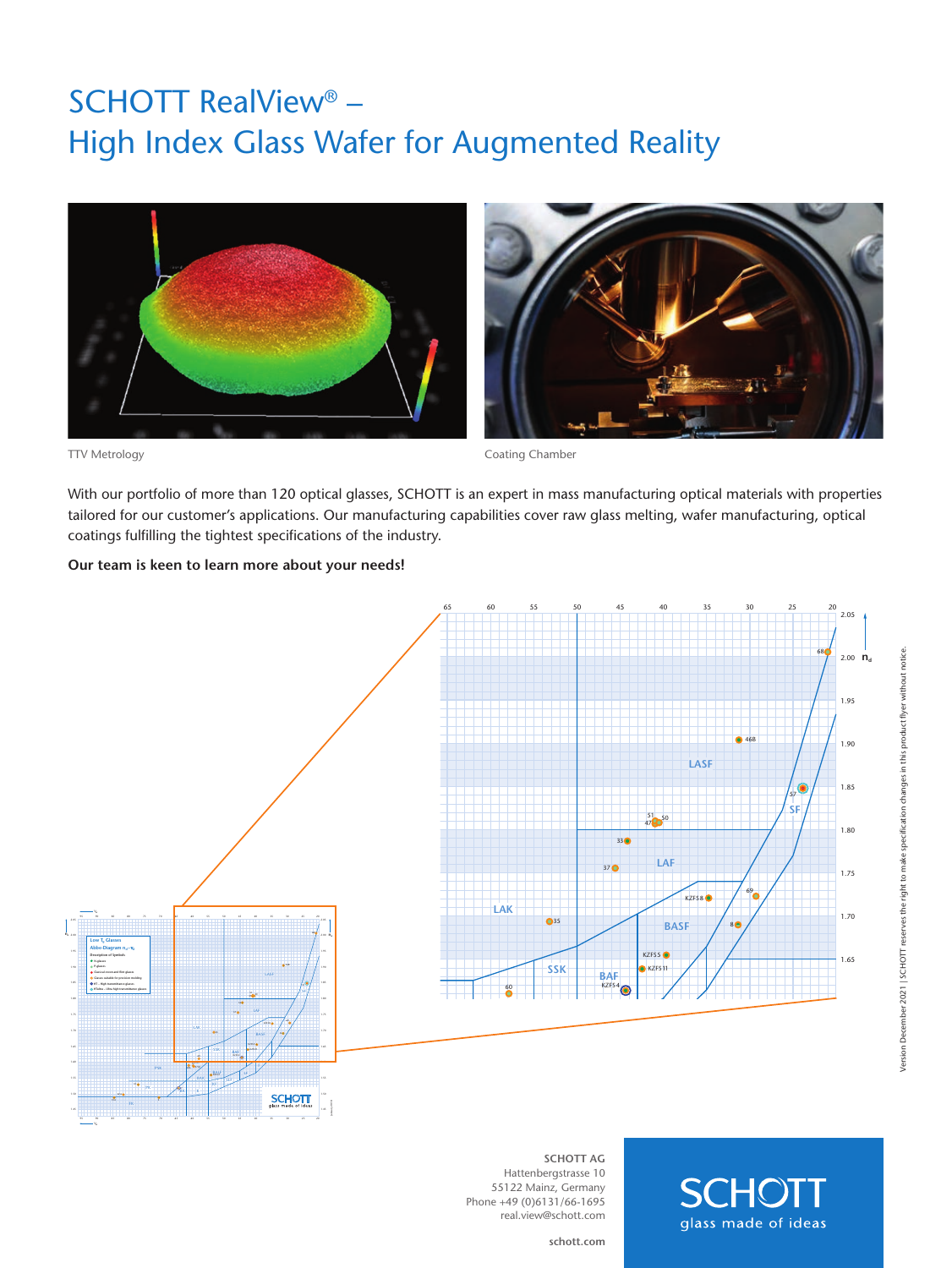# SCHOTT RealView® – High Index Glass Wafer for Augmented Reality

TTV Metrology

Coating Chamber

With our portfolio of more than 120 optical glasses, SCHOTT is an expert in mass manufacturing optical materials with properties tailored for our customer's applications. Our manufacturing capabilities cover raw glass melting, wafer manufacturing, optical coatings fulfilling the tightest specifications of the industry.

**Our team is keen to learn more about your needs!**

65 60 55 50 45 40 35 30 25 20

2.05 2.00 1.95 1.90 1.85 1.80 1.75 1.70 1.65

$n_d$

68

46B

LASF

57

SF

51 47 50

33

37

LAF

KZFS8

69

LAK

35

BASF

8

KZFS5

SSK

KZFS11

BAF

60

KZFS4

Version December 2021 | SCHOTT reserves the right to make specification changes in this product flyer without notice.

SCHOTT AG
Hattenbergstrasse 10
55122 Mainz, Germany
Phone +49 (0)6131/66-1695
real.view@schott.com

schott.com

SCHOTT
glass made of ideas